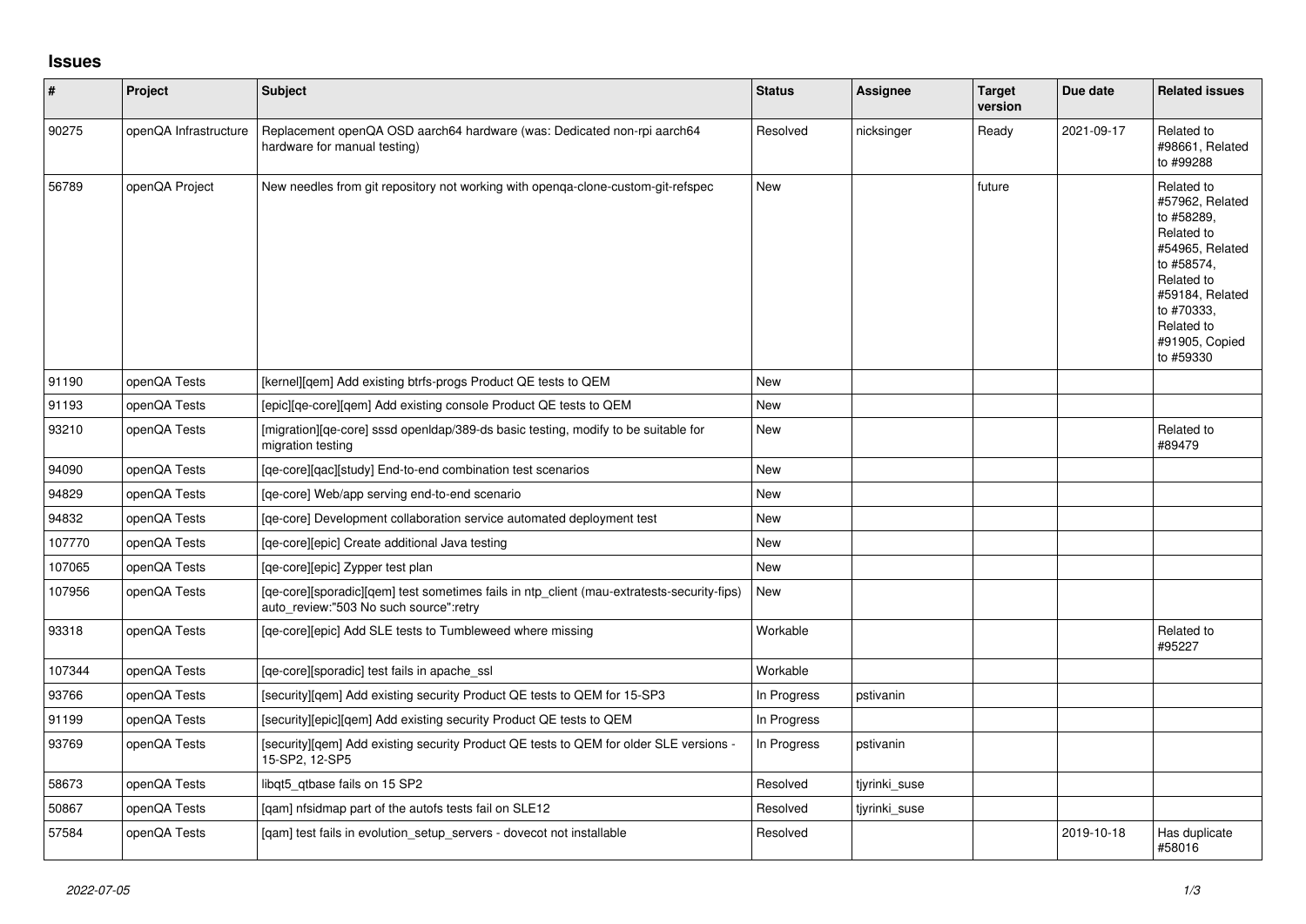# Issues

| # | Project | Subject | Status | Assignee | Target version | Due date | Related issues |
|---|---|---|---|---|---|---|---|
| 90275 | openQA Infrastructure | Replacement openQA OSD aarch64 hardware (was: Dedicated non-rpi aarch64 hardware for manual testing) | Resolved | nicksinger | Ready | 2021-09-17 | Related to #98661, Related to #99288 |
| 56789 | openQA Project | New needles from git repository not working with openqa-clone-custom-git-refspec | New | | future | | Related to #57962, Related to #58289, Related to #54965, Related to #58574, Related to #59184, Related to #70333, Related to #91905, Copied to #59330 |
| 91190 | openQA Tests | [kernel][qem] Add existing btrfs-progs Product QE tests to QEM | New | | | | |
| 91193 | openQA Tests | [epic][qe-core][qem] Add existing console Product QE tests to QEM | New | | | | |
| 93210 | openQA Tests | [migration][qe-core] sssd openldap/389-ds basic testing, modify to be suitable for migration testing | New | | | | Related to #89479 |
| 94090 | openQA Tests | [qe-core][qac][study] End-to-end combination test scenarios | New | | | | |
| 94829 | openQA Tests | [qe-core] Web/app serving end-to-end scenario | New | | | | |
| 94832 | openQA Tests | [qe-core] Development collaboration service automated deployment test | New | | | | |
| 107770 | openQA Tests | [qe-core][epic] Create additional Java testing | New | | | | |
| 107065 | openQA Tests | [qe-core][epic] Zypper test plan | New | | | | |
| 107956 | openQA Tests | [qe-core][sporadic][qem] test sometimes fails in ntp_client (mau-extratests-security-fips) auto_review:"503 No such source":retry | New | | | | |
| 93318 | openQA Tests | [qe-core][epic] Add SLE tests to Tumbleweed where missing | Workable | | | | Related to #95227 |
| 107344 | openQA Tests | [qe-core][sporadic] test fails in apache_ssl | Workable | | | | |
| 93766 | openQA Tests | [security][qem] Add existing security Product QE tests to QEM for 15-SP3 | In Progress | pstivanin | | | |
| 91199 | openQA Tests | [security][epic][qem] Add existing security Product QE tests to QEM | In Progress | | | | |
| 93769 | openQA Tests | [security][qem] Add existing security Product QE tests to QEM for older SLE versions - 15-SP2, 12-SP5 | In Progress | pstivanin | | | |
| 58673 | openQA Tests | libqt5_qtbase fails on 15 SP2 | Resolved | tjyrinki_suse | | | |
| 50867 | openQA Tests | [qam] nfsidmap part of the autofs tests fail on SLE12 | Resolved | tjyrinki_suse | | | |
| 57584 | openQA Tests | [qam] test fails in evolution_setup_servers - dovecot not installable | Resolved | | | 2019-10-18 | Has duplicate #58016 |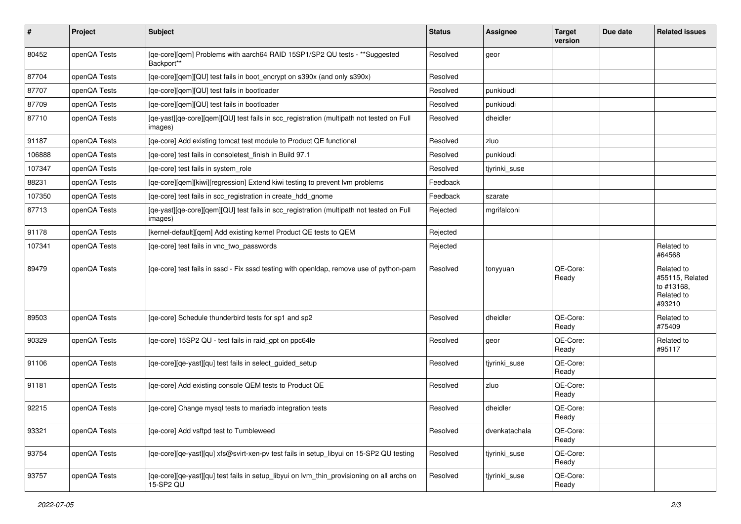| # | Project | Subject | Status | Assignee | Target version | Due date | Related issues |
|---|---|---|---|---|---|---|---|
| 80452 | openQA Tests | [qe-core][qem] Problems with aarch64 RAID 15SP1/SP2 QU tests - **Suggested Backport** | Resolved | geor | | | |
| 87704 | openQA Tests | [qe-core][qem][QU] test fails in boot_encrypt on s390x (and only s390x) | Resolved | | | | |
| 87707 | openQA Tests | [qe-core][qem][QU] test fails in bootloader | Resolved | punkioudi | | | |
| 87709 | openQA Tests | [qe-core][qem][QU] test fails in bootloader | Resolved | punkioudi | | | |
| 87710 | openQA Tests | [qe-yast][qe-core][qem][QU] test fails in scc_registration (multipath not tested on Full images) | Resolved | dheidler | | | |
| 91187 | openQA Tests | [qe-core] Add existing tomcat test module to Product QE functional | Resolved | zluo | | | |
| 106888 | openQA Tests | [qe-core] test fails in consoletest_finish in Build 97.1 | Resolved | punkioudi | | | |
| 107347 | openQA Tests | [qe-core] test fails in system_role | Resolved | tjyrinki_suse | | | |
| 88231 | openQA Tests | [qe-core][qem][kiwi][regression] Extend kiwi testing to prevent lvm problems | Feedback | | | | |
| 107350 | openQA Tests | [qe-core] test fails in scc_registration in create_hdd_gnome | Feedback | szarate | | | |
| 87713 | openQA Tests | [qe-yast][qe-core][qem][QU] test fails in scc_registration (multipath not tested on Full images) | Rejected | mgrifalconi | | | |
| 91178 | openQA Tests | [kernel-default][qem] Add existing kernel Product QE tests to QEM | Rejected | | | | |
| 107341 | openQA Tests | [qe-core] test fails in vnc_two_passwords | Rejected | | | | Related to #64568 |
| 89479 | openQA Tests | [qe-core] test fails in sssd - Fix sssd testing with openldap, remove use of python-pam | Resolved | tonyyuan | QE-Core: Ready | | Related to #55115, Related to #13168, Related to #93210 |
| 89503 | openQA Tests | [qe-core] Schedule thunderbird tests for sp1 and sp2 | Resolved | dheidler | QE-Core: Ready | | Related to #75409 |
| 90329 | openQA Tests | [qe-core] 15SP2 QU - test fails in raid_gpt on ppc64le | Resolved | geor | QE-Core: Ready | | Related to #95117 |
| 91106 | openQA Tests | [qe-core][qe-yast][qu] test fails in select_guided_setup | Resolved | tjyrinki_suse | QE-Core: Ready | | |
| 91181 | openQA Tests | [qe-core] Add existing console QEM tests to Product QE | Resolved | zluo | QE-Core: Ready | | |
| 92215 | openQA Tests | [qe-core] Change mysql tests to mariadb integration tests | Resolved | dheidler | QE-Core: Ready | | |
| 93321 | openQA Tests | [qe-core] Add vsftpd test to Tumbleweed | Resolved | dvenkatachala | QE-Core: Ready | | |
| 93754 | openQA Tests | [qe-core][qe-yast][qu] xfs@svirt-xen-pv test fails in setup_libyui on 15-SP2 QU testing | Resolved | tjyrinki_suse | QE-Core: Ready | | |
| 93757 | openQA Tests | [qe-core][qe-yast][qu] test fails in setup_libyui on lvm_thin_provisioning on all archs on 15-SP2 QU | Resolved | tjyrinki_suse | QE-Core: Ready | | |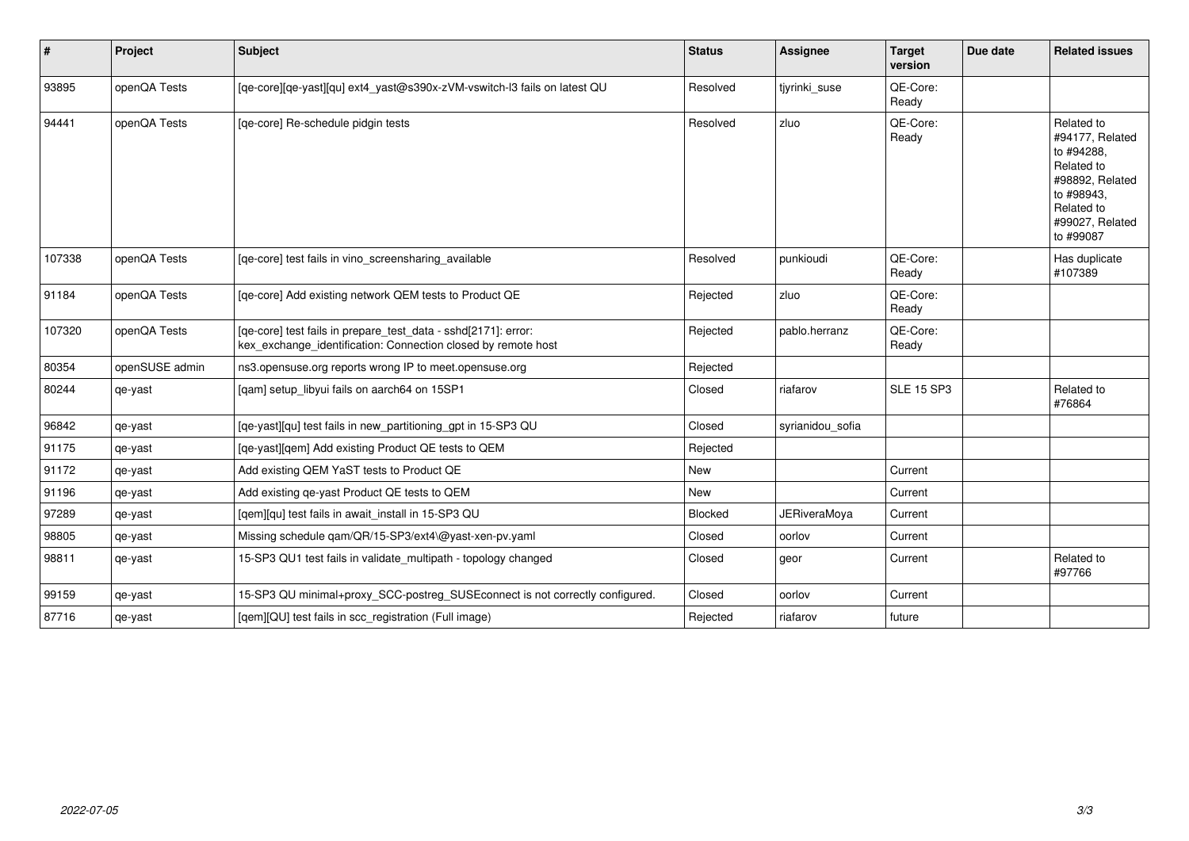| # | Project | Subject | Status | Assignee | Target version | Due date | Related issues |
|---|---|---|---|---|---|---|---|
| 93895 | openQA Tests | [qe-core][qe-yast][qu] ext4_yast@s390x-zVM-vswitch-l3 fails on latest QU | Resolved | tjyrinki_suse | QE-Core: Ready | | |
| 94441 | openQA Tests | [qe-core] Re-schedule pidgin tests | Resolved | zluo | QE-Core: Ready | | Related to #94177, Related to #94288, Related to #98892, Related to #98943, Related to #99027, Related to #99087 |
| 107338 | openQA Tests | [qe-core] test fails in vino_screensharing_available | Resolved | punkioudi | QE-Core: Ready | | Has duplicate #107389 |
| 91184 | openQA Tests | [qe-core] Add existing network QEM tests to Product QE | Rejected | zluo | QE-Core: Ready | | |
| 107320 | openQA Tests | [qe-core] test fails in prepare_test_data - sshd[2171]: error: kex_exchange_identification: Connection closed by remote host | Rejected | pablo.herranz | QE-Core: Ready | | |
| 80354 | openSUSE admin | ns3.opensuse.org reports wrong IP to meet.opensuse.org | Rejected | | | | |
| 80244 | qe-yast | [qam] setup_libyui fails on aarch64 on 15SP1 | Closed | riafarov | SLE 15 SP3 | | Related to #76864 |
| 96842 | qe-yast | [qe-yast][qu] test fails in new_partitioning_gpt in 15-SP3 QU | Closed | syrianidou_sofia | | | |
| 91175 | qe-yast | [qe-yast][qem] Add existing Product QE tests to QEM | Rejected | | | | |
| 91172 | qe-yast | Add existing QEM YaST tests to Product QE | New | | Current | | |
| 91196 | qe-yast | Add existing qe-yast Product QE tests to QEM | New | | Current | | |
| 97289 | qe-yast | [qem][qu] test fails in await_install in 15-SP3 QU | Blocked | JERiveraMoya | Current | | |
| 98805 | qe-yast | Missing schedule qam/QR/15-SP3/ext4\@yast-xen-pv.yaml | Closed | oorlov | Current | | |
| 98811 | qe-yast | 15-SP3 QU1 test fails in validate_multipath - topology changed | Closed | geor | Current | | Related to #97766 |
| 99159 | qe-yast | 15-SP3 QU minimal+proxy_SCC-postreg_SUSEconnect is not correctly configured. | Closed | oorlov | Current | | |
| 87716 | qe-yast | [qem][QU] test fails in scc_registration (Full image) | Rejected | riafarov | future | | |